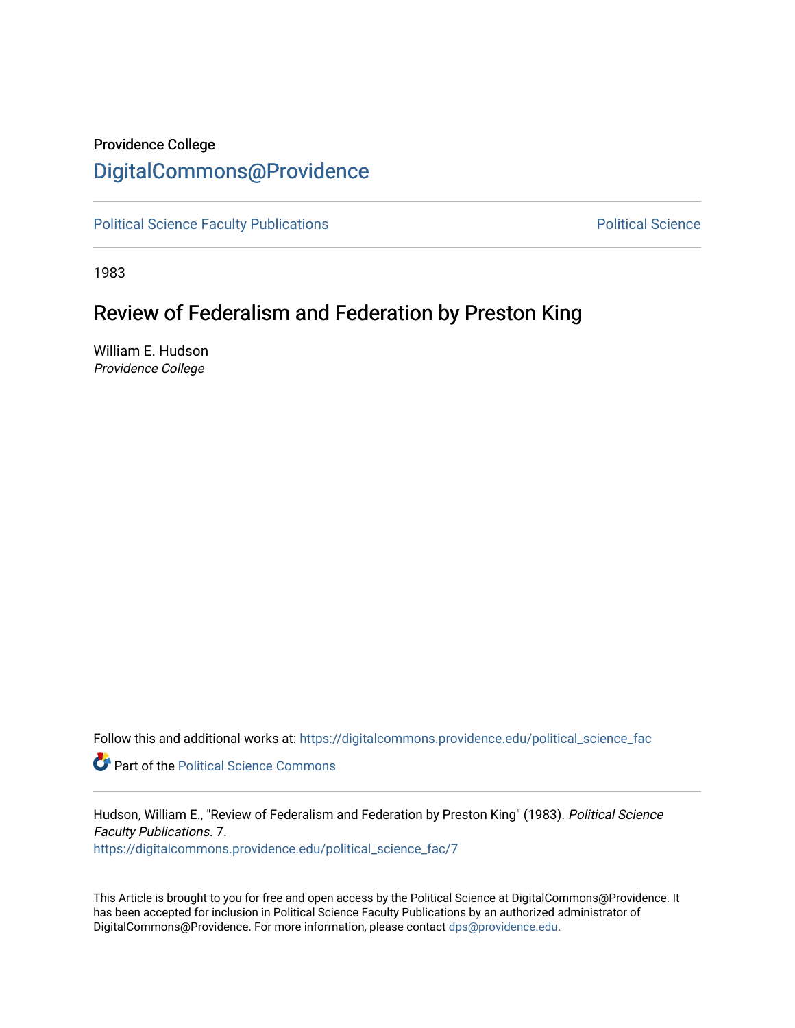Providence College

# DigitalCommons@Providence

Political Science Faculty Publications | Political Science

1983

## Review of Federalism and Federation by Preston King

William E. Hudson
*Providence College*

Follow this and additional works at: https://digitalcommons.providence.edu/political_science_fac

Part of the Political Science Commons

Hudson, William E., "Review of Federalism and Federation by Preston King" (1983). *Political Science Faculty Publications*. 7.
https://digitalcommons.providence.edu/political_science_fac/7

This Article is brought to you for free and open access by the Political Science at DigitalCommons@Providence. It has been accepted for inclusion in Political Science Faculty Publications by an authorized administrator of DigitalCommons@Providence. For more information, please contact dps@providence.edu.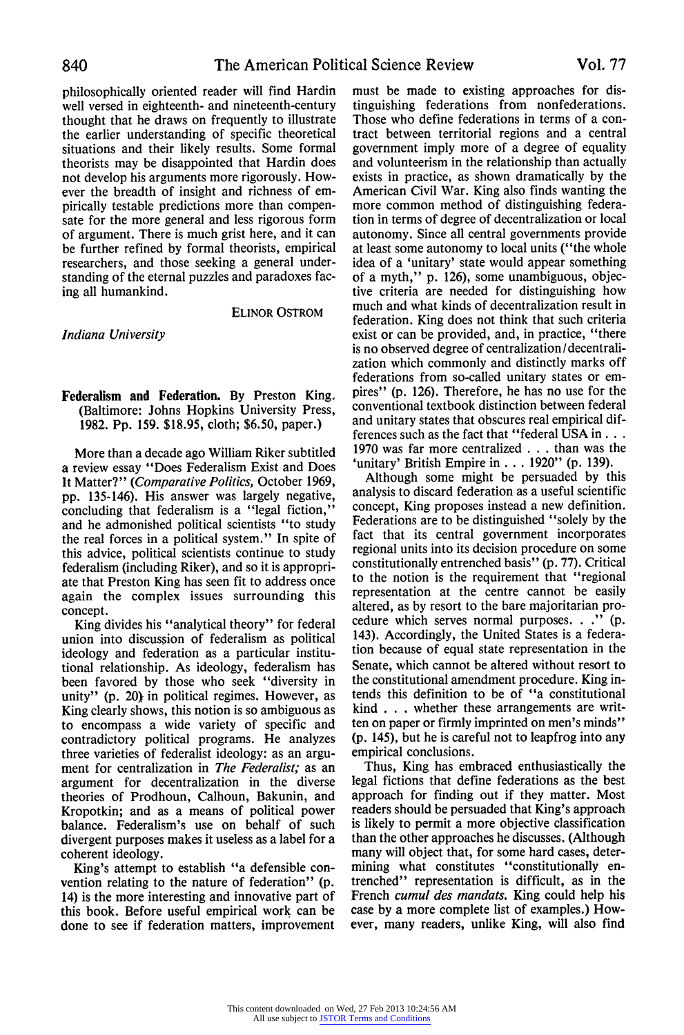philosophically oriented reader will find Hardin well versed in eighteenth- and nineteenth-century thought that he draws on frequently to illustrate the earlier understanding of specific theoretical situations and their likely results. Some formal theorists may be disappointed that Hardin does not develop his arguments more rigorously. However the breadth of insight and richness of empirically testable predictions more than compensate for the more general and less rigorous form of argument. There is much grist here, and it can be further refined by formal theorists, empirical researchers, and those seeking a general understanding of the eternal puzzles and paradoxes facing all humankind.

ELINOR OSTROM

*Indiana University*

**Federalism and Federation.** By Preston King. (Baltimore: Johns Hopkins University Press, 1982. Pp. 159. $18.95, cloth; $6.50, paper.)

More than a decade ago William Riker subtitled a review essay "Does Federalism Exist and Does It Matter?" (*Comparative Politics,* October 1969, pp. 135-146). His answer was largely negative, concluding that federalism is a "legal fiction," and he admonished political scientists "to study the real forces in a political system." In spite of this advice, political scientists continue to study federalism (including Riker), and so it is appropriate that Preston King has seen fit to address once again the complex issues surrounding this concept.

King divides his "analytical theory" for federal union into discussion of federalism as political ideology and federation as a particular institutional relationship. As ideology, federalism has been favored by those who seek "diversity in unity" (p. 20) in political regimes. However, as King clearly shows, this notion is so ambiguous as to encompass a wide variety of specific and contradictory political programs. He analyzes three varieties of federalist ideology: as an argument for centralization in *The Federalist;* as an argument for decentralization in the diverse theories of Prodhoun, Calhoun, Bakunin, and Kropotkin; and as a means of political power balance. Federalism's use on behalf of such divergent purposes makes it useless as a label for a coherent ideology.

King's attempt to establish "a defensible convention relating to the nature of federation" (p. 14) is the more interesting and innovative part of this book. Before useful empirical work can be done to see if federation matters, improvement must be made to existing approaches for distinguishing federations from nonfederations. Those who define federations in terms of a contract between territorial regions and a central government imply more of a degree of equality and volunteerism in the relationship than actually exists in practice, as shown dramatically by the American Civil War. King also finds wanting the more common method of distinguishing federation in terms of degree of decentralization or local autonomy. Since all central governments provide at least some autonomy to local units ("the whole idea of a 'unitary' state would appear something of a myth," p. 126), some unambiguous, objective criteria are needed for distinguishing how much and what kinds of decentralization result in federation. King does not think that such criteria exist or can be provided, and, in practice, "there is no observed degree of centralization/decentralization which commonly and distinctly marks off federations from so-called unitary states or empires" (p. 126). Therefore, he has no use for the conventional textbook distinction between federal and unitary states that obscures real empirical differences such as the fact that "federal USA in . . . 1970 was far more centralized . . . than was the 'unitary' British Empire in . . . 1920" (p. 139).

Although some might be persuaded by this analysis to discard federation as a useful scientific concept, King proposes instead a new definition. Federations are to be distinguished "solely by the fact that its central government incorporates regional units into its decision procedure on some constitutionally entrenched basis" (p. 77). Critical to the notion is the requirement that "regional representation at the centre cannot be easily altered, as by resort to the bare majoritarian procedure which serves normal purposes. . ." (p. 143). Accordingly, the United States is a federation because of equal state representation in the Senate, which cannot be altered without resort to the constitutional amendment procedure. King intends this definition to be of "a constitutional kind . . . whether these arrangements are written on paper or firmly imprinted on men's minds" (p. 145), but he is careful not to leapfrog into any empirical conclusions.

Thus, King has embraced enthusiastically the legal fictions that define federations as the best approach for finding out if they matter. Most readers should be persuaded that King's approach is likely to permit a more objective classification than the other approaches he discusses. (Although many will object that, for some hard cases, determining what constitutes "constitutionally entrenched" representation is difficult, as in the French *cumul des mandats.* King could help his case by a more complete list of examples.) However, many readers, unlike King, will also find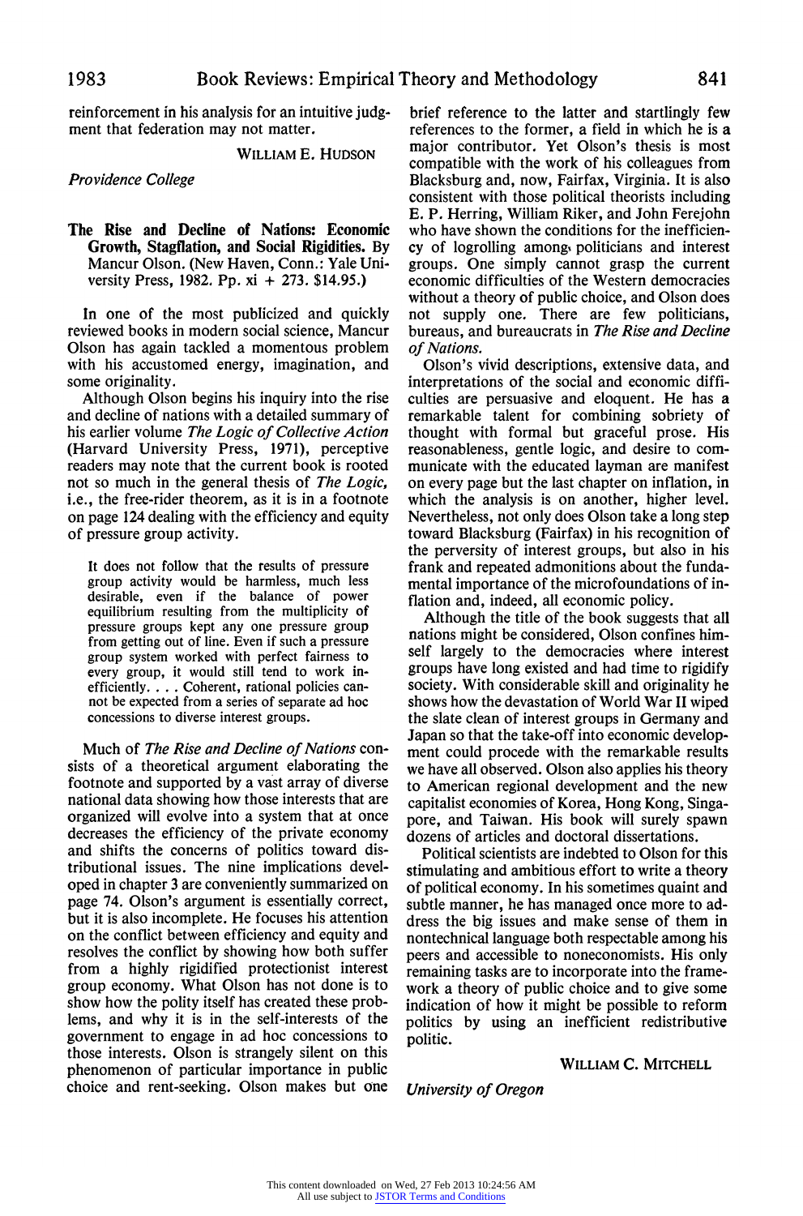reinforcement in his analysis for an intuitive judgment that federation may not matter.

WILLIAM E. HUDSON

*Providence College*

**The Rise and Decline of Nations: Economic Growth, Stagflation, and Social Rigidities.** By Mancur Olson. (New Haven, Conn.: Yale University Press, 1982. Pp. xi + 273. $14.95.)

In one of the most publicized and quickly reviewed books in modern social science, Mancur Olson has again tackled a momentous problem with his accustomed energy, imagination, and some originality.

Although Olson begins his inquiry into the rise and decline of nations with a detailed summary of his earlier volume *The Logic of Collective Action* (Harvard University Press, 1971), perceptive readers may note that the current book is rooted not so much in the general thesis of *The Logic,* i.e., the free-rider theorem, as it is in a footnote on page 124 dealing with the efficiency and equity of pressure group activity.

> It does not follow that the results of pressure group activity would be harmless, much less desirable, even if the balance of power equilibrium resulting from the multiplicity of pressure groups kept any one pressure group from getting out of line. Even if such a pressure group system worked with perfect fairness to every group, it would still tend to work inefficiently. . . . Coherent, rational policies cannot be expected from a series of separate ad hoc concessions to diverse interest groups.

Much of *The Rise and Decline of Nations* consists of a theoretical argument elaborating the footnote and supported by a vast array of diverse national data showing how those interests that are organized will evolve into a system that at once decreases the efficiency of the private economy and shifts the concerns of politics toward distributional issues. The nine implications developed in chapter 3 are conveniently summarized on page 74. Olson's argument is essentially correct, but it is also incomplete. He focuses his attention on the conflict between efficiency and equity and resolves the conflict by showing how both suffer from a highly rigidified protectionist interest group economy. What Olson has not done is to show how the polity itself has created these problems, and why it is in the self-interests of the government to engage in ad hoc concessions to those interests. Olson is strangely silent on this phenomenon of particular importance in public choice and rent-seeking. Olson makes but one brief reference to the latter and startlingly few references to the former, a field in which he is a major contributor. Yet Olson's thesis is most compatible with the work of his colleagues from Blacksburg and, now, Fairfax, Virginia. It is also consistent with those political theorists including E. P. Herring, William Riker, and John Ferejohn who have shown the conditions for the inefficiency of logrolling among politicians and interest groups. One simply cannot grasp the current economic difficulties of the Western democracies without a theory of public choice, and Olson does not supply one. There are few politicians, bureaus, and bureaucrats in *The Rise and Decline of Nations.*

Olson's vivid descriptions, extensive data, and interpretations of the social and economic difficulties are persuasive and eloquent. He has a remarkable talent for combining sobriety of thought with formal but graceful prose. His reasonableness, gentle logic, and desire to communicate with the educated layman are manifest on every page but the last chapter on inflation, in which the analysis is on another, higher level. Nevertheless, not only does Olson take a long step toward Blacksburg (Fairfax) in his recognition of the perversity of interest groups, but also in his frank and repeated admonitions about the fundamental importance of the microfoundations of inflation and, indeed, all economic policy.

Although the title of the book suggests that all nations might be considered, Olson confines himself largely to the democracies where interest groups have long existed and had time to rigidify society. With considerable skill and originality he shows how the devastation of World War II wiped the slate clean of interest groups in Germany and Japan so that the take-off into economic development could proceed with the remarkable results we have all observed. Olson also applies his theory to American regional development and the new capitalist economies of Korea, Hong Kong, Singapore, and Taiwan. His book will surely spawn dozens of articles and doctoral dissertations.

Political scientists are indebted to Olson for this stimulating and ambitious effort to write a theory of political economy. In his sometimes quaint and subtle manner, he has managed once more to address the big issues and make sense of them in nontechnical language both respectable among his peers and accessible to noneconomists. His only remaining tasks are to incorporate into the framework a theory of public choice and to give some indication of how it might be possible to reform politics by using an inefficient redistributive politic.

WILLIAM C. MITCHELL

*University of Oregon*